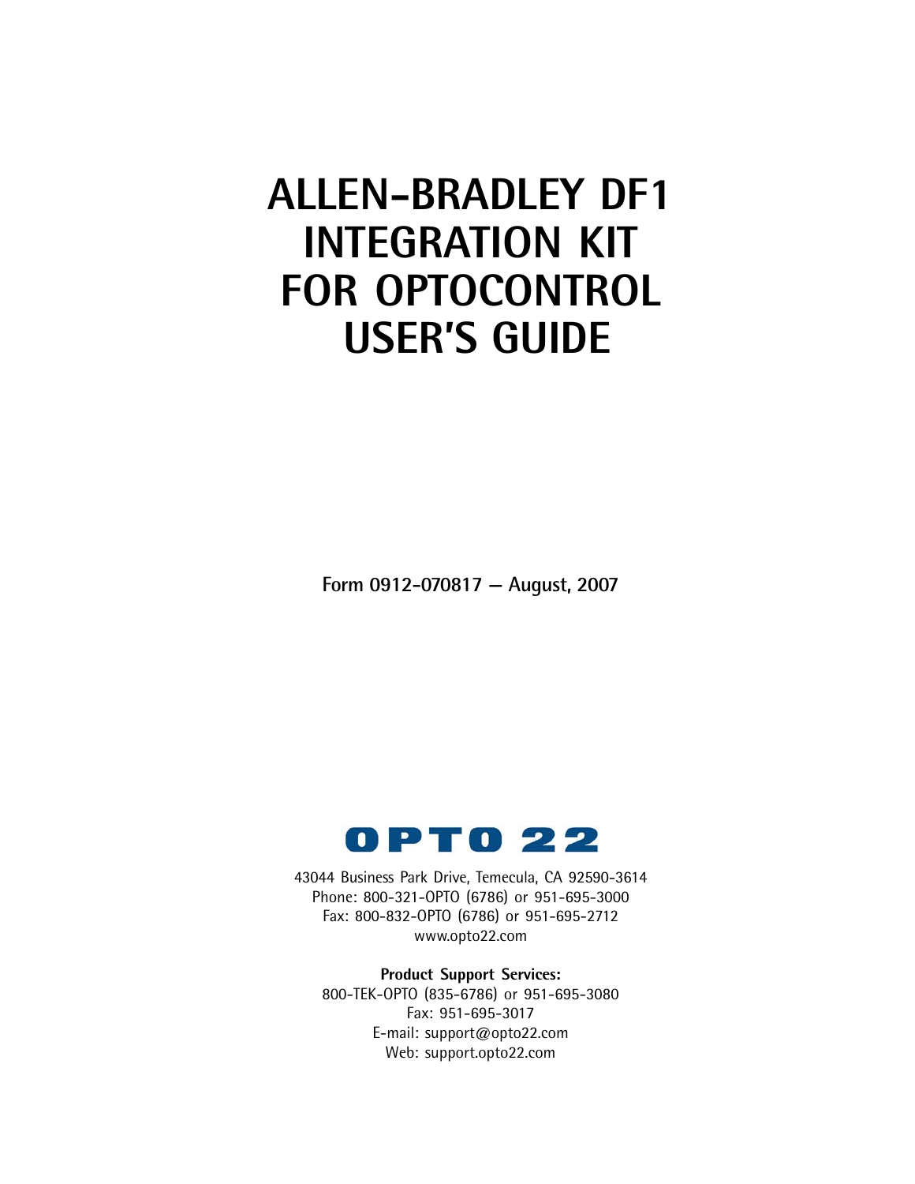# ALLEN-BRADLEY DF1 INTEGRATION KIT FOR OPTOCONTROL USER'S GUIDE

**Form 0912-070817 — August, 2007**

OPTO 22

43044 Business Park Drive, Temecula, CA 92590-3614
Phone: 800-321-OPTO (6786) or 951-695-3000
Fax: 800-832-OPTO (6786) or 951-695-2712
www.opto22.com

**Product Support Services:**
800-TEK-OPTO (835-6786) or 951-695-3080
Fax: 951-695-3017
E-mail: support@opto22.com
Web: support.opto22.com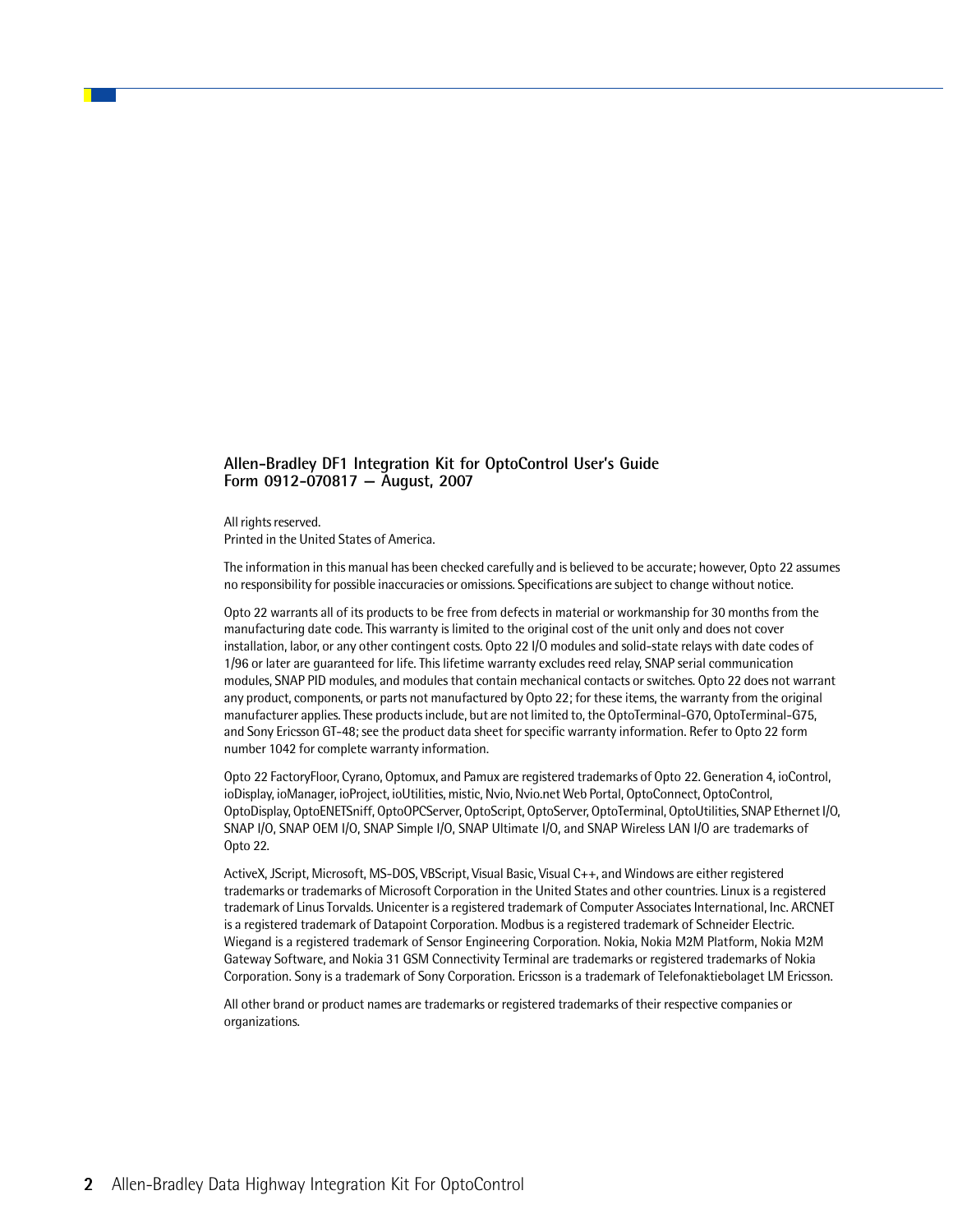**Allen-Bradley DF1 Integration Kit for OptoControl User's Guide**
**Form 0912-070817 — August, 2007**

All rights reserved.
Printed in the United States of America.

The information in this manual has been checked carefully and is believed to be accurate; however, Opto 22 assumes no responsibility for possible inaccuracies or omissions. Specifications are subject to change without notice.

Opto 22 warrants all of its products to be free from defects in material or workmanship for 30 months from the manufacturing date code. This warranty is limited to the original cost of the unit only and does not cover installation, labor, or any other contingent costs. Opto 22 I/O modules and solid-state relays with date codes of 1/96 or later are guaranteed for life. This lifetime warranty excludes reed relay, SNAP serial communication modules, SNAP PID modules, and modules that contain mechanical contacts or switches. Opto 22 does not warrant any product, components, or parts not manufactured by Opto 22; for these items, the warranty from the original manufacturer applies. These products include, but are not limited to, the OptoTerminal-G70, OptoTerminal-G75, and Sony Ericsson GT-48; see the product data sheet for specific warranty information. Refer to Opto 22 form number 1042 for complete warranty information.

Opto 22 FactoryFloor, Cyrano, Optomux, and Pamux are registered trademarks of Opto 22. Generation 4, ioControl, ioDisplay, ioManager, ioProject, ioUtilities, mistic, Nvio, Nvio.net Web Portal, OptoConnect, OptoControl, OptoDisplay, OptoENETSniff, OptoOPCServer, OptoScript, OptoServer, OptoTerminal, OptoUtilities, SNAP Ethernet I/O, SNAP I/O, SNAP OEM I/O, SNAP Simple I/O, SNAP Ultimate I/O, and SNAP Wireless LAN I/O are trademarks of Opto 22.

ActiveX, JScript, Microsoft, MS-DOS, VBScript, Visual Basic, Visual C++, and Windows are either registered trademarks or trademarks of Microsoft Corporation in the United States and other countries. Linux is a registered trademark of Linus Torvalds. Unicenter is a registered trademark of Computer Associates International, Inc. ARCNET is a registered trademark of Datapoint Corporation. Modbus is a registered trademark of Schneider Electric. Wiegand is a registered trademark of Sensor Engineering Corporation. Nokia, Nokia M2M Platform, Nokia M2M Gateway Software, and Nokia 31 GSM Connectivity Terminal are trademarks or registered trademarks of Nokia Corporation. Sony is a trademark of Sony Corporation. Ericsson is a trademark of Telefonaktiebolaget LM Ericsson.

All other brand or product names are trademarks or registered trademarks of their respective companies or organizations.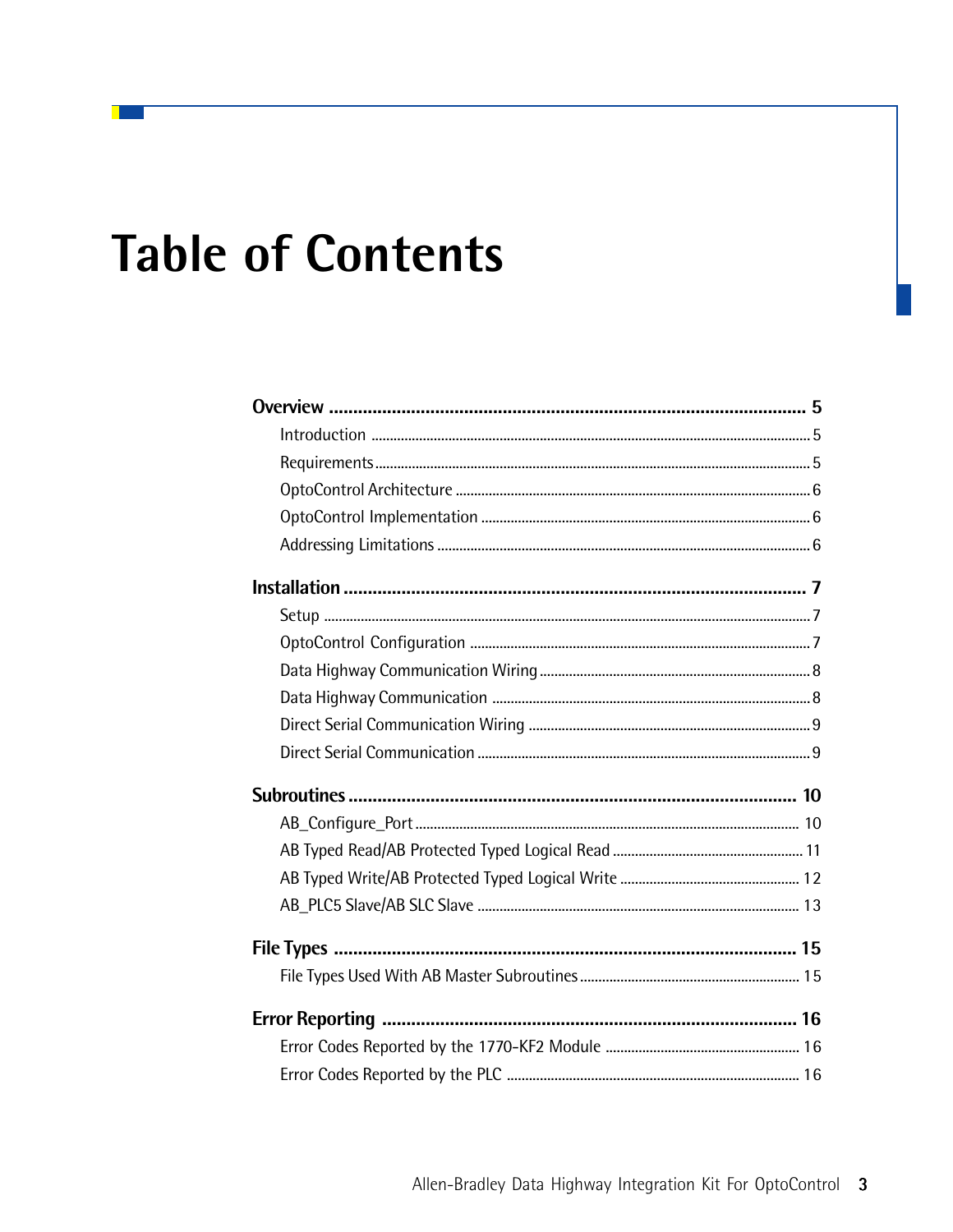# Table of Contents

**Overview** ... **5**

- Introduction ... 5
- Requirements ... 5
- OptoControl Architecture ... 6
- OptoControl Implementation ... 6
- Addressing Limitations ... 6

**Installation** ... **7**

- Setup ... 7
- OptoControl Configuration ... 7
- Data Highway Communication Wiring ... 8
- Data Highway Communication ... 8
- Direct Serial Communication Wiring ... 9
- Direct Serial Communication ... 9

**Subroutines** ... **10**

- AB_Configure_Port ... 10
- AB Typed Read/AB Protected Typed Logical Read ... 11
- AB Typed Write/AB Protected Typed Logical Write ... 12
- AB_PLC5 Slave/AB SLC Slave ... 13

**File Types** ... **15**

- File Types Used With AB Master Subroutines ... 15

**Error Reporting** ... **16**

- Error Codes Reported by the 1770-KF2 Module ... 16
- Error Codes Reported by the PLC ... 16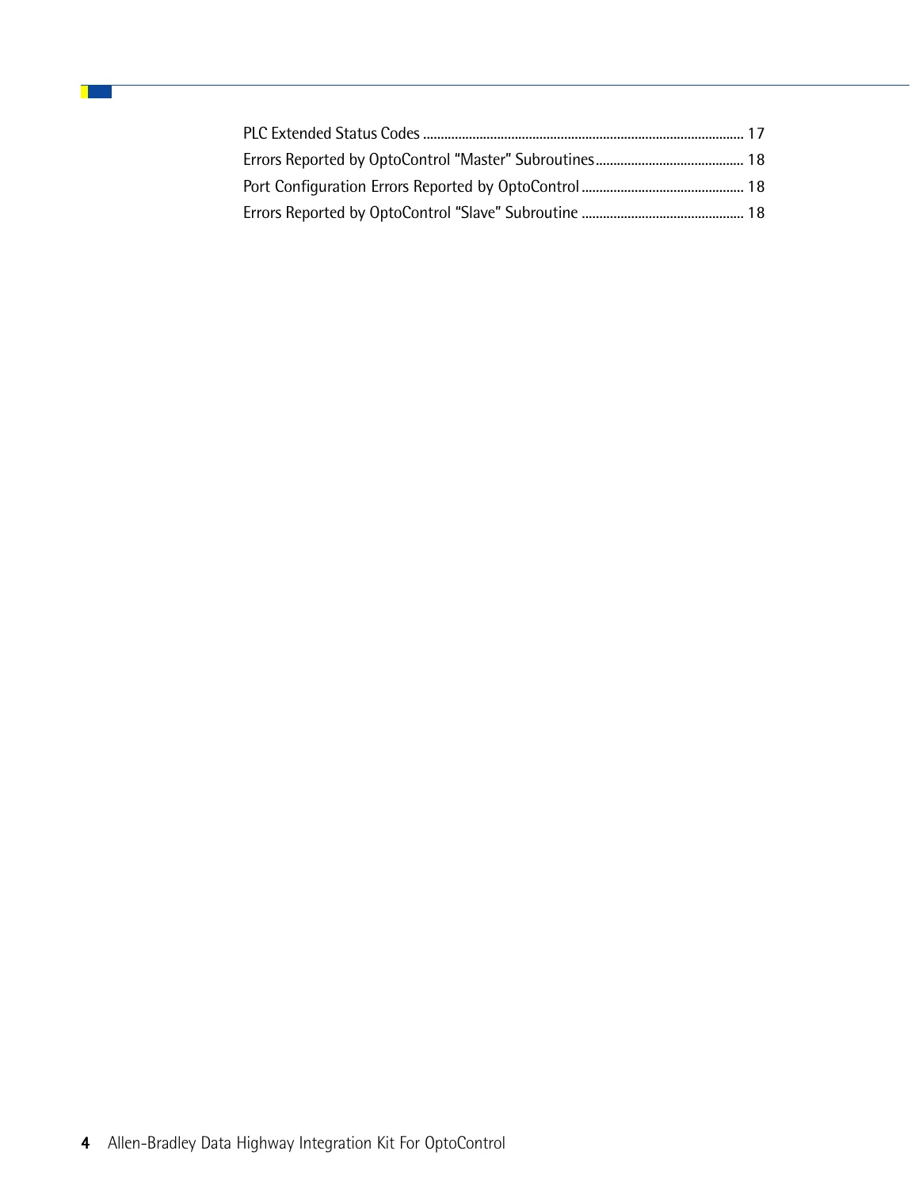PLC Extended Status Codes .......................................................................................... 17

Errors Reported by OptoControl “Master” Subroutines.......................................... 18

Port Configuration Errors Reported by OptoControl ............................................. 18

Errors Reported by OptoControl “Slave” Subroutine .............................................. 18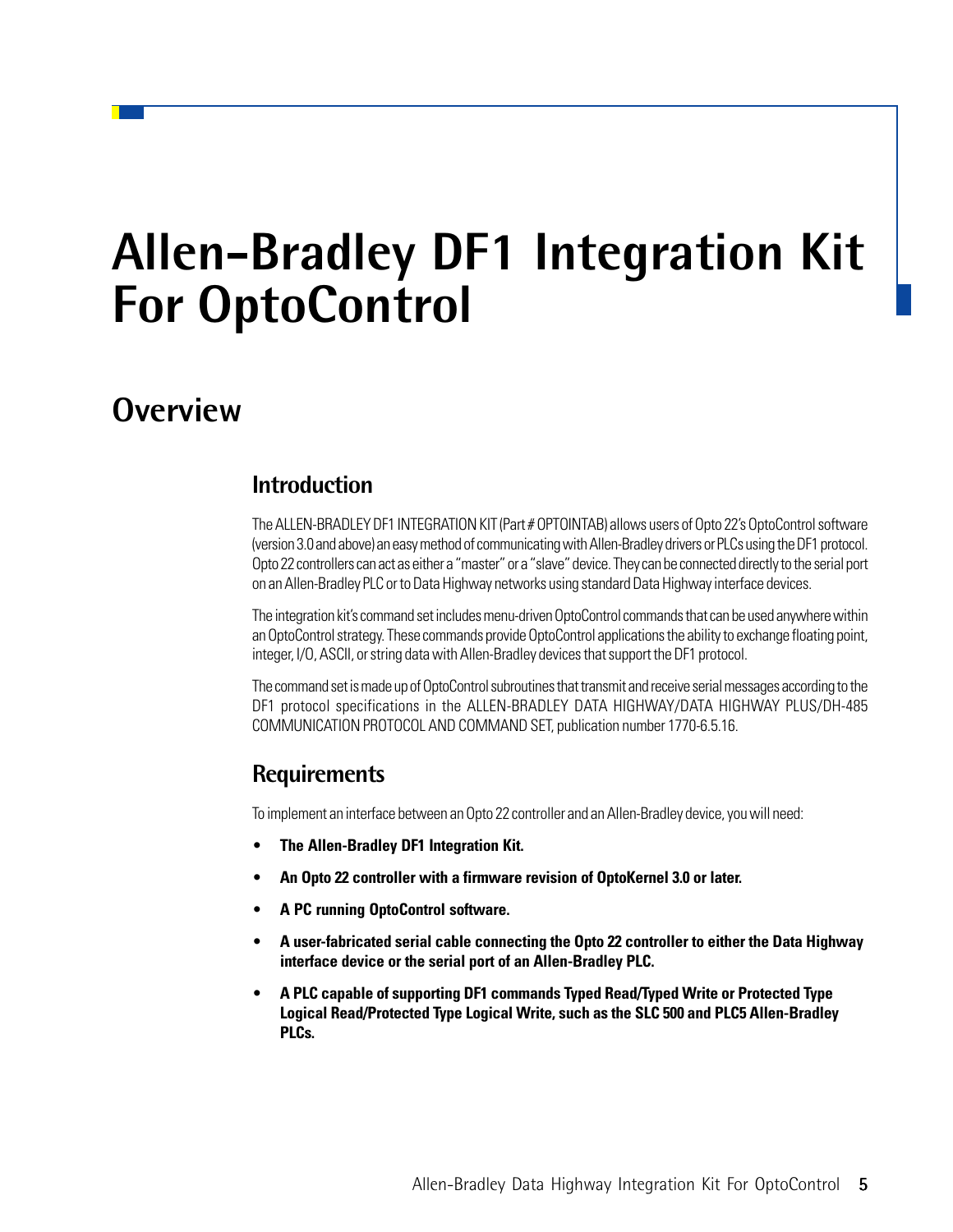# Allen-Bradley DF1 Integration Kit For OptoControl

## Overview

### Introduction

The ALLEN-BRADLEY DF1 INTEGRATION KIT (Part # OPTOINTAB) allows users of Opto 22's OptoControl software (version 3.0 and above) an easy method of communicating with Allen-Bradley drivers or PLCs using the DF1 protocol. Opto 22 controllers can act as either a "master" or a "slave" device. They can be connected directly to the serial port on an Allen-Bradley PLC or to Data Highway networks using standard Data Highway interface devices.

The integration kit's command set includes menu-driven OptoControl commands that can be used anywhere within an OptoControl strategy. These commands provide OptoControl applications the ability to exchange floating point, integer, I/O, ASCII, or string data with Allen-Bradley devices that support the DF1 protocol.

The command set is made up of OptoControl subroutines that transmit and receive serial messages according to the DF1 protocol specifications in the ALLEN-BRADLEY DATA HIGHWAY/DATA HIGHWAY PLUS/DH-485 COMMUNICATION PROTOCOL AND COMMAND SET, publication number 1770-6.5.16.

### Requirements

To implement an interface between an Opto 22 controller and an Allen-Bradley device, you will need:

- **The Allen-Bradley DF1 Integration Kit.**
- **An Opto 22 controller with a firmware revision of OptoKernel 3.0 or later.**
- **A PC running OptoControl software.**
- **A user-fabricated serial cable connecting the Opto 22 controller to either the Data Highway interface device or the serial port of an Allen-Bradley PLC.**
- **A PLC capable of supporting DF1 commands Typed Read/Typed Write or Protected Type Logical Read/Protected Type Logical Write, such as the SLC 500 and PLC5 Allen-Bradley PLCs.**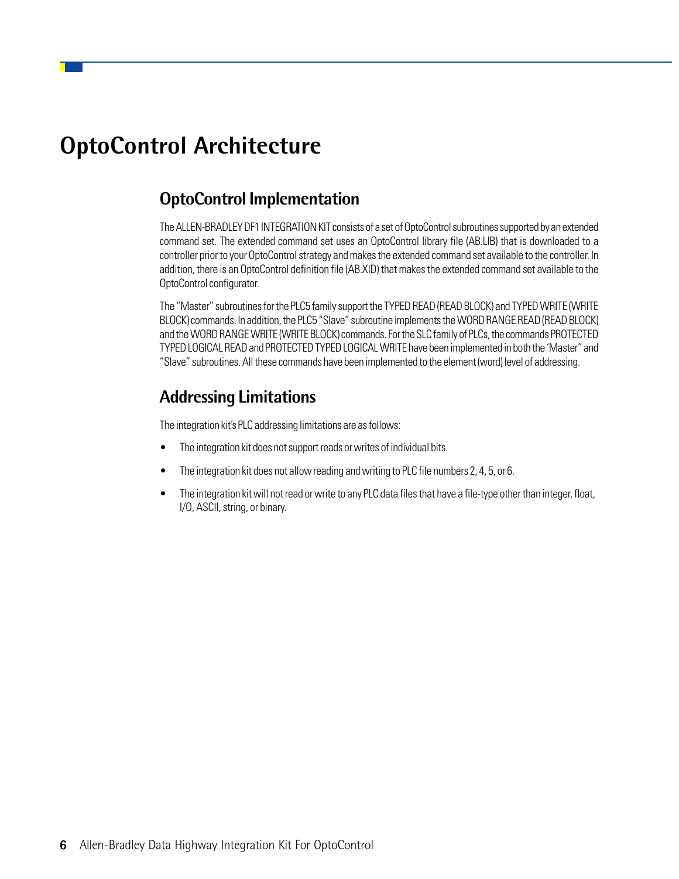# OptoControl Architecture

## OptoControl Implementation

The ALLEN-BRADLEY DF1 INTEGRATION KIT consists of a set of OptoControl subroutines supported by an extended command set. The extended command set uses an OptoControl library file (AB.LIB) that is downloaded to a controller prior to your OptoControl strategy and makes the extended command set available to the controller. In addition, there is an OptoControl definition file (AB.XID) that makes the extended command set available to the OptoControl configurator.

The "Master" subroutines for the PLC5 family support the TYPED READ (READ BLOCK) and TYPED WRITE (WRITE BLOCK) commands. In addition, the PLC5 "Slave" subroutine implements the WORD RANGE READ (READ BLOCK) and the WORD RANGE WRITE (WRITE BLOCK) commands. For the SLC family of PLCs, the commands PROTECTED TYPED LOGICAL READ and PROTECTED TYPED LOGICAL WRITE have been implemented in both the 'Master" and "Slave" subroutines. All these commands have been implemented to the element (word) level of addressing.

## Addressing Limitations

The integration kit's PLC addressing limitations are as follows:

- The integration kit does not support reads or writes of individual bits.
- The integration kit does not allow reading and writing to PLC file numbers 2, 4, 5, or 6.
- The integration kit will not read or write to any PLC data files that have a file-type other than integer, float, I/O, ASCII, string, or binary.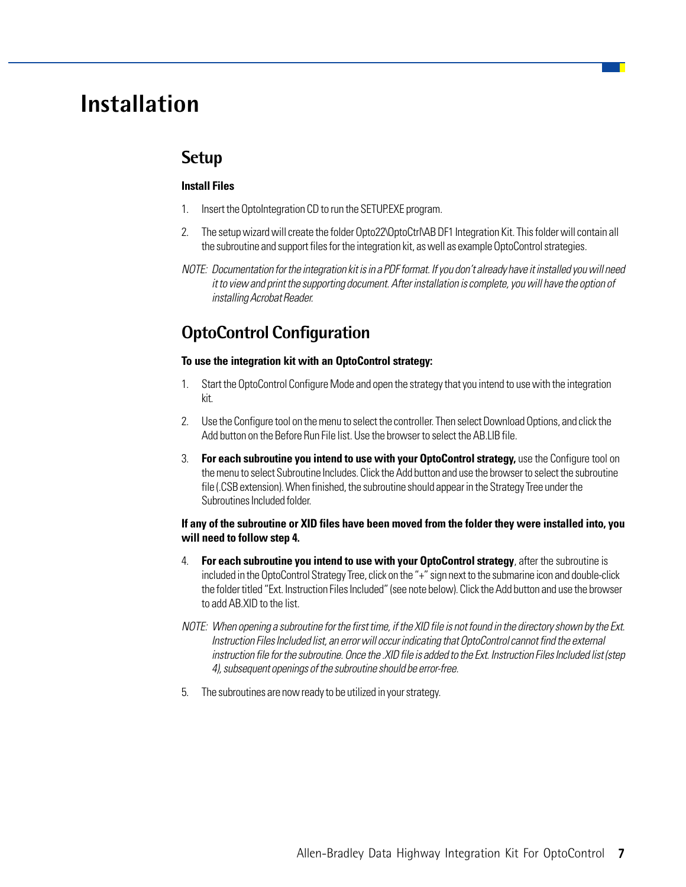# Installation

## Setup

**Install Files**

1. Insert the OptoIntegration CD to run the SETUP.EXE program.
2. The setup wizard will create the folder Opto22\OptoCtrl\AB DF1 Integration Kit. This folder will contain all the subroutine and support files for the integration kit, as well as example OptoControl strategies.

*NOTE: Documentation for the integration kit is in a PDF format. If you don't already have it installed you will need it to view and print the supporting document. After installation is complete, you will have the option of installing Acrobat Reader.*

## OptoControl Configuration

**To use the integration kit with an OptoControl strategy:**

1. Start the OptoControl Configure Mode and open the strategy that you intend to use with the integration kit.
2. Use the Configure tool on the menu to select the controller. Then select Download Options, and click the Add button on the Before Run File list. Use the browser to select the AB.LIB file.
3. **For each subroutine you intend to use with your OptoControl strategy,** use the Configure tool on the menu to select Subroutine Includes. Click the Add button and use the browser to select the subroutine file (.CSB extension). When finished, the subroutine should appear in the Strategy Tree under the Subroutines Included folder.

**If any of the subroutine or XID files have been moved from the folder they were installed into, you will need to follow step 4.**

4. **For each subroutine you intend to use with your OptoControl strategy**, after the subroutine is included in the OptoControl Strategy Tree, click on the "+" sign next to the submarine icon and double-click the folder titled "Ext. Instruction Files Included" (see note below). Click the Add button and use the browser to add AB.XID to the list.

*NOTE: When opening a subroutine for the first time, if the XID file is not found in the directory shown by the Ext. Instruction Files Included list, an error will occur indicating that OptoControl cannot find the external instruction file for the subroutine. Once the .XID file is added to the Ext. Instruction Files Included list (step 4), subsequent openings of the subroutine should be error-free.*

5. The subroutines are now ready to be utilized in your strategy.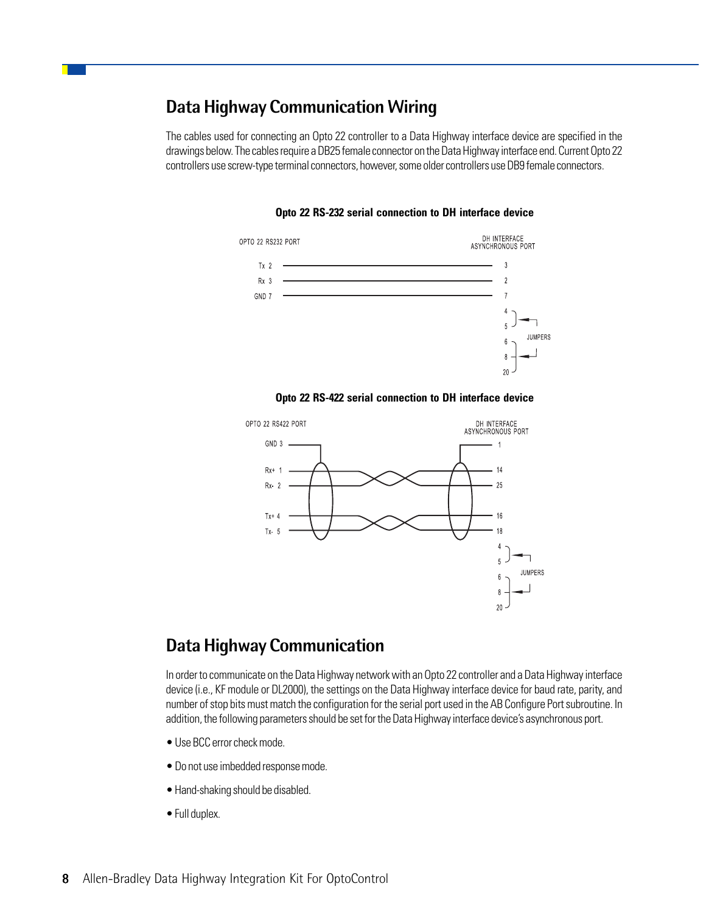## Data Highway Communication Wiring

The cables used for connecting an Opto 22 controller to a Data Highway interface device are specified in the drawings below. The cables require a DB25 female connector on the Data Highway interface end. Current Opto 22 controllers use screw-type terminal connectors, however, some older controllers use DB9 female connectors.

**Opto 22 RS-232 serial connection to DH interface device**

OPTO 22 RS232 PORT — DH INTERFACE ASYNCHRONOUS PORT

| OPTO 22 RS232 PORT | DH INTERFACE ASYNCHRONOUS PORT |
| --- | --- |
| Tx 2 | 3 |
| Rx 3 | 2 |
| GND 7 | 7 |

JUMPERS: 4–5; 6–8–20

**Opto 22 RS-422 serial connection to DH interface device**

| OPTO 22 RS422 PORT | DH INTERFACE ASYNCHRONOUS PORT |
| --- | --- |
| GND 3 | 1 |
| Rx+ 1 | 16 |
| Rx- 2 | 18 |
| Tx+ 4 | 14 |
| Tx- 5 | 25 |

JUMPERS: 4–5; 6–8–20

## Data Highway Communication

In order to communicate on the Data Highway network with an Opto 22 controller and a Data Highway interface device (i.e., KF module or DL2000), the settings on the Data Highway interface device for baud rate, parity, and number of stop bits must match the configuration for the serial port used in the AB Configure Port subroutine. In addition, the following parameters should be set for the Data Highway interface device's asynchronous port.

- Use BCC error check mode.
- Do not use imbedded response mode.
- Hand-shaking should be disabled.
- Full duplex.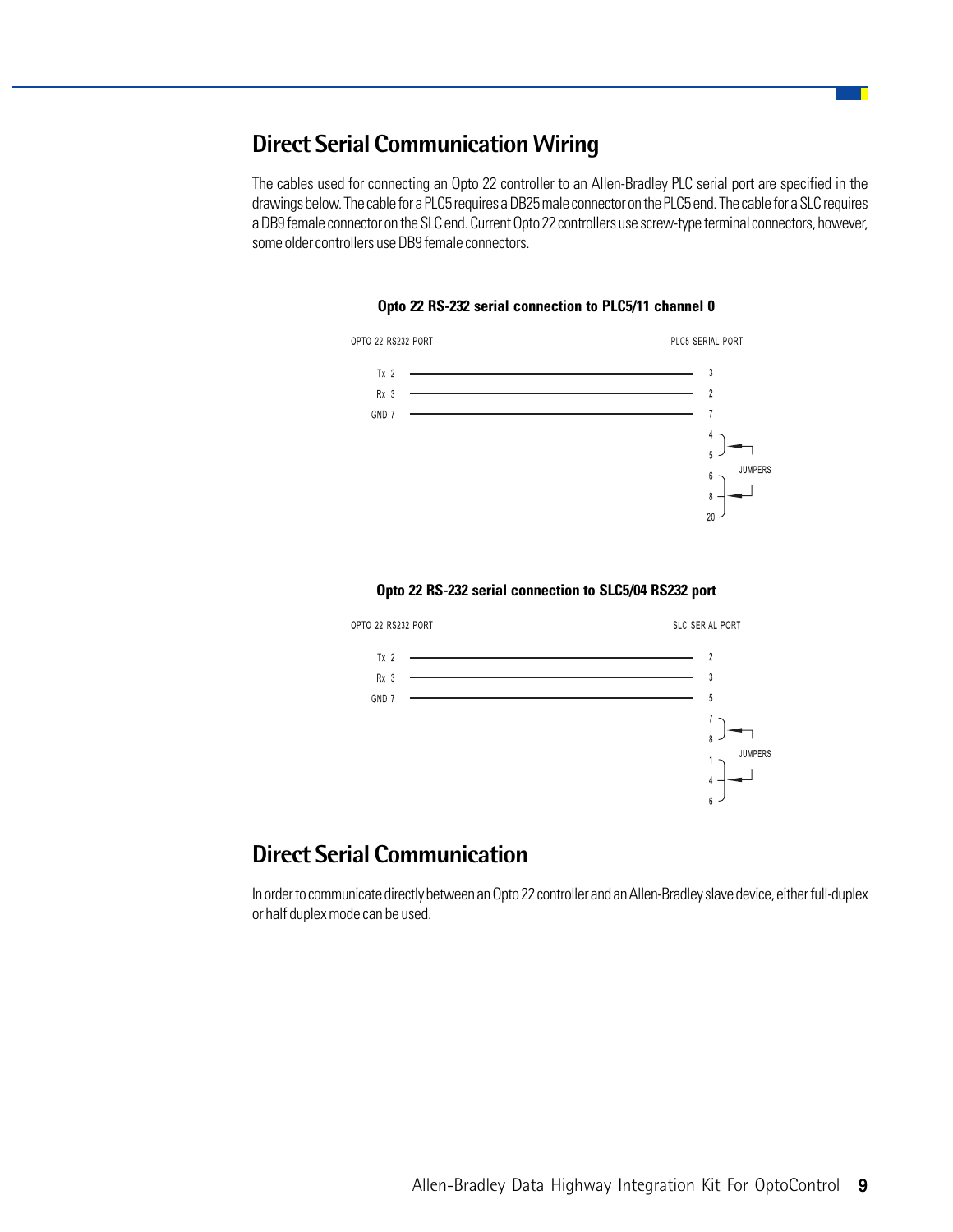## Direct Serial Communication Wiring

The cables used for connecting an Opto 22 controller to an Allen-Bradley PLC serial port are specified in the drawings below. The cable for a PLC5 requires a DB25 male connector on the PLC5 end. The cable for a SLC requires a DB9 female connector on the SLC end. Current Opto 22 controllers use screw-type terminal connectors, however, some older controllers use DB9 female connectors.

**Opto 22 RS-232 serial connection to PLC5/11 channel 0**

| OPTO 22 RS232 PORT | PLC5 SERIAL PORT |
|---|---|
| Tx 2 | 3 |
| Rx 3 | 2 |
| GND 7 | 7 |
| | 4, 5 (JUMPERS) |
| | 6, 8, 20 (JUMPERS) |

**Opto 22 RS-232 serial connection to SLC5/04 RS232 port**

| OPTO 22 RS232 PORT | SLC SERIAL PORT |
|---|---|
| Tx 2 | 2 |
| Rx 3 | 3 |
| GND 7 | 5 |
| | 7, 8 (JUMPERS) |
| | 1, 4, 6 (JUMPERS) |

## Direct Serial Communication

In order to communicate directly between an Opto 22 controller and an Allen-Bradley slave device, either full-duplex or half duplex mode can be used.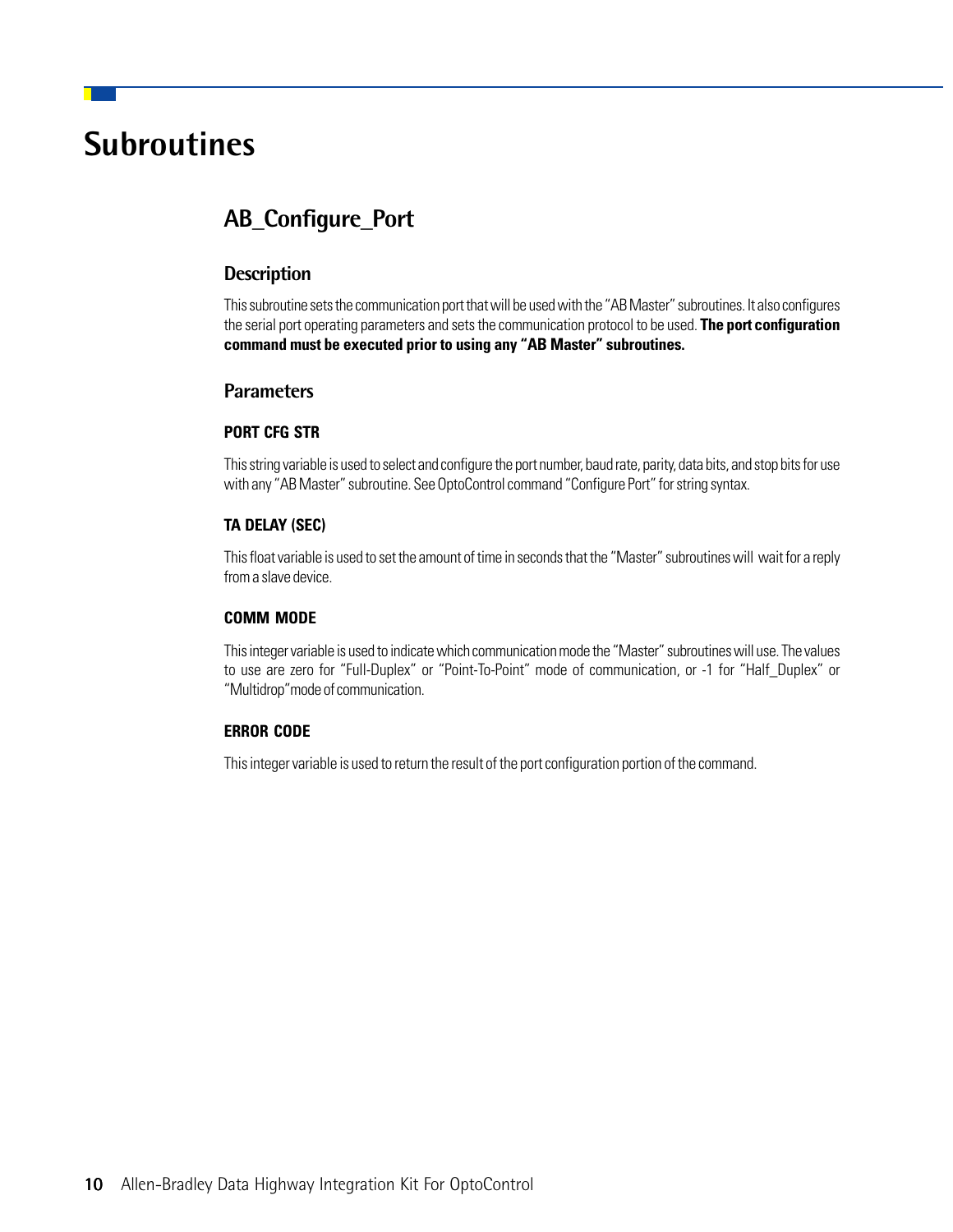# Subroutines

## AB_Configure_Port

### Description

This subroutine sets the communication port that will be used with the "AB Master" subroutines. It also configures the serial port operating parameters and sets the communication protocol to be used. **The port configuration command must be executed prior to using any "AB Master" subroutines.**

### Parameters

#### PORT CFG STR

This string variable is used to select and configure the port number, baud rate, parity, data bits, and stop bits for use with any "AB Master" subroutine. See OptoControl command "Configure Port" for string syntax.

#### TA DELAY (SEC)

This float variable is used to set the amount of time in seconds that the "Master" subroutines will wait for a reply from a slave device.

#### COMM MODE

This integer variable is used to indicate which communication mode the "Master" subroutines will use. The values to use are zero for "Full-Duplex" or "Point-To-Point" mode of communication, or -1 for "Half_Duplex" or "Multidrop" mode of communication.

#### ERROR CODE

This integer variable is used to return the result of the port configuration portion of the command.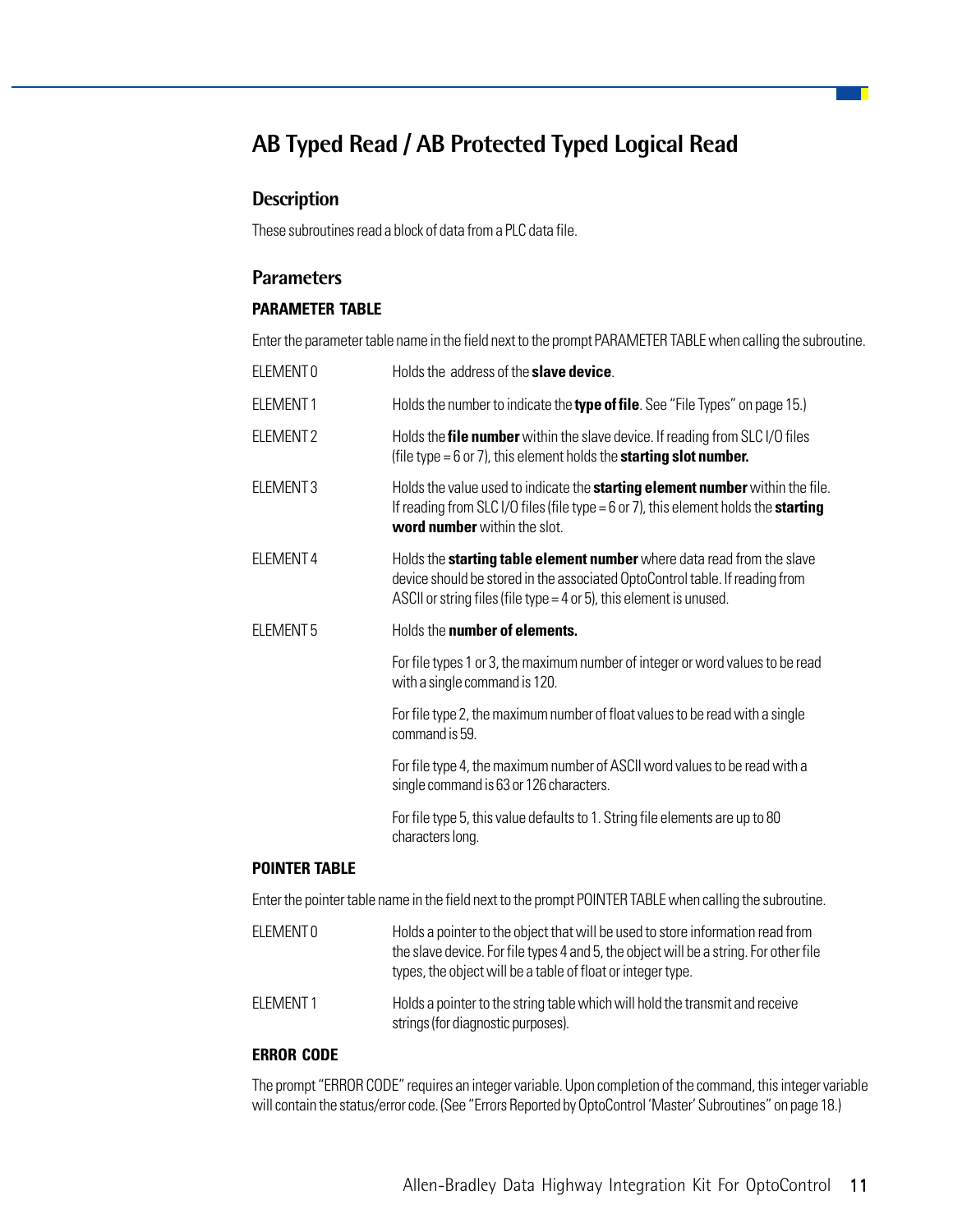# AB Typed Read / AB Protected Typed Logical Read

## Description

These subroutines read a block of data from a PLC data file.

## Parameters

### PARAMETER TABLE

Enter the parameter table name in the field next to the prompt PARAMETER TABLE when calling the subroutine.

| | |
|---|---|
| ELEMENT 0 | Holds the address of the **slave device**. |
| ELEMENT 1 | Holds the number to indicate the **type of file**. See "File Types" on page 15.) |
| ELEMENT 2 | Holds the **file number** within the slave device. If reading from SLC I/O files (file type = 6 or 7), this element holds the **starting slot number.** |
| ELEMENT 3 | Holds the value used to indicate the **starting element number** within the file. If reading from SLC I/O files (file type = 6 or 7), this element holds the **starting word number** within the slot. |
| ELEMENT 4 | Holds the **starting table element number** where data read from the slave device should be stored in the associated OptoControl table. If reading from ASCII or string files (file type = 4 or 5), this element is unused. |
| ELEMENT 5 | Holds the **number of elements.**<br><br>For file types 1 or 3, the maximum number of integer or word values to be read with a single command is 120.<br><br>For file type 2, the maximum number of float values to be read with a single command is 59.<br><br>For file type 4, the maximum number of ASCII word values to be read with a single command is 63 or 126 characters.<br><br>For file type 5, this value defaults to 1. String file elements are up to 80 characters long. |

### POINTER TABLE

Enter the pointer table name in the field next to the prompt POINTER TABLE when calling the subroutine.

| | |
|---|---|
| ELEMENT 0 | Holds a pointer to the object that will be used to store information read from the slave device. For file types 4 and 5, the object will be a string. For other file types, the object will be a table of float or integer type. |
| ELEMENT 1 | Holds a pointer to the string table which will hold the transmit and receive strings (for diagnostic purposes). |

### ERROR CODE

The prompt "ERROR CODE" requires an integer variable. Upon completion of the command, this integer variable will contain the status/error code. (See "Errors Reported by OptoControl 'Master' Subroutines" on page 18.)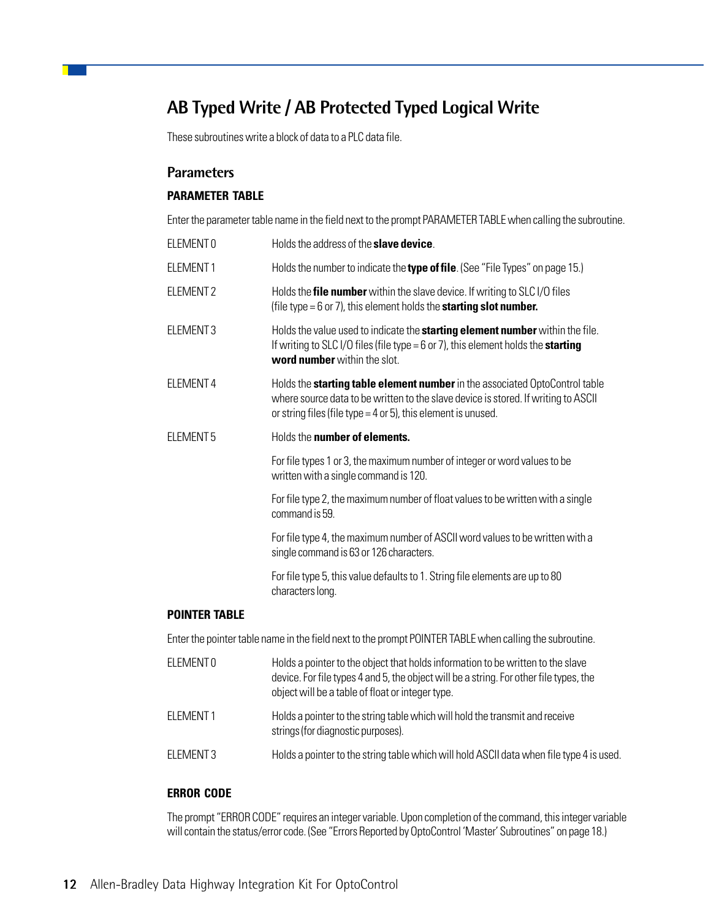# AB Typed Write / AB Protected Typed Logical Write

These subroutines write a block of data to a PLC data file.

## Parameters

### PARAMETER TABLE

Enter the parameter table name in the field next to the prompt PARAMETER TABLE when calling the subroutine.

| | |
|---|---|
| ELEMENT 0 | Holds the address of the **slave device**. |
| ELEMENT 1 | Holds the number to indicate the **type of file**. (See "File Types" on page 15.) |
| ELEMENT 2 | Holds the **file number** within the slave device. If writing to SLC I/O files (file type = 6 or 7), this element holds the **starting slot number.** |
| ELEMENT 3 | Holds the value used to indicate the **starting element number** within the file. If writing to SLC I/O files (file type = 6 or 7), this element holds the **starting word number** within the slot. |
| ELEMENT 4 | Holds the **starting table element number** in the associated OptoControl table where source data to be written to the slave device is stored. If writing to ASCII or string files (file type = 4 or 5), this element is unused. |
| ELEMENT 5 | Holds the **number of elements.**<br><br>For file types 1 or 3, the maximum number of integer or word values to be written with a single command is 120.<br><br>For file type 2, the maximum number of float values to be written with a single command is 59.<br><br>For file type 4, the maximum number of ASCII word values to be written with a single command is 63 or 126 characters.<br><br>For file type 5, this value defaults to 1. String file elements are up to 80 characters long. |

### POINTER TABLE

Enter the pointer table name in the field next to the prompt POINTER TABLE when calling the subroutine.

| | |
|---|---|
| ELEMENT 0 | Holds a pointer to the object that holds information to be written to the slave device. For file types 4 and 5, the object will be a string. For other file types, the object will be a table of float or integer type. |
| ELEMENT 1 | Holds a pointer to the string table which will hold the transmit and receive strings (for diagnostic purposes). |
| ELEMENT 3 | Holds a pointer to the string table which will hold ASCII data when file type 4 is used. |

### ERROR CODE

The prompt "ERROR CODE" requires an integer variable. Upon completion of the command, this integer variable will contain the status/error code. (See "Errors Reported by OptoControl 'Master' Subroutines" on page 18.)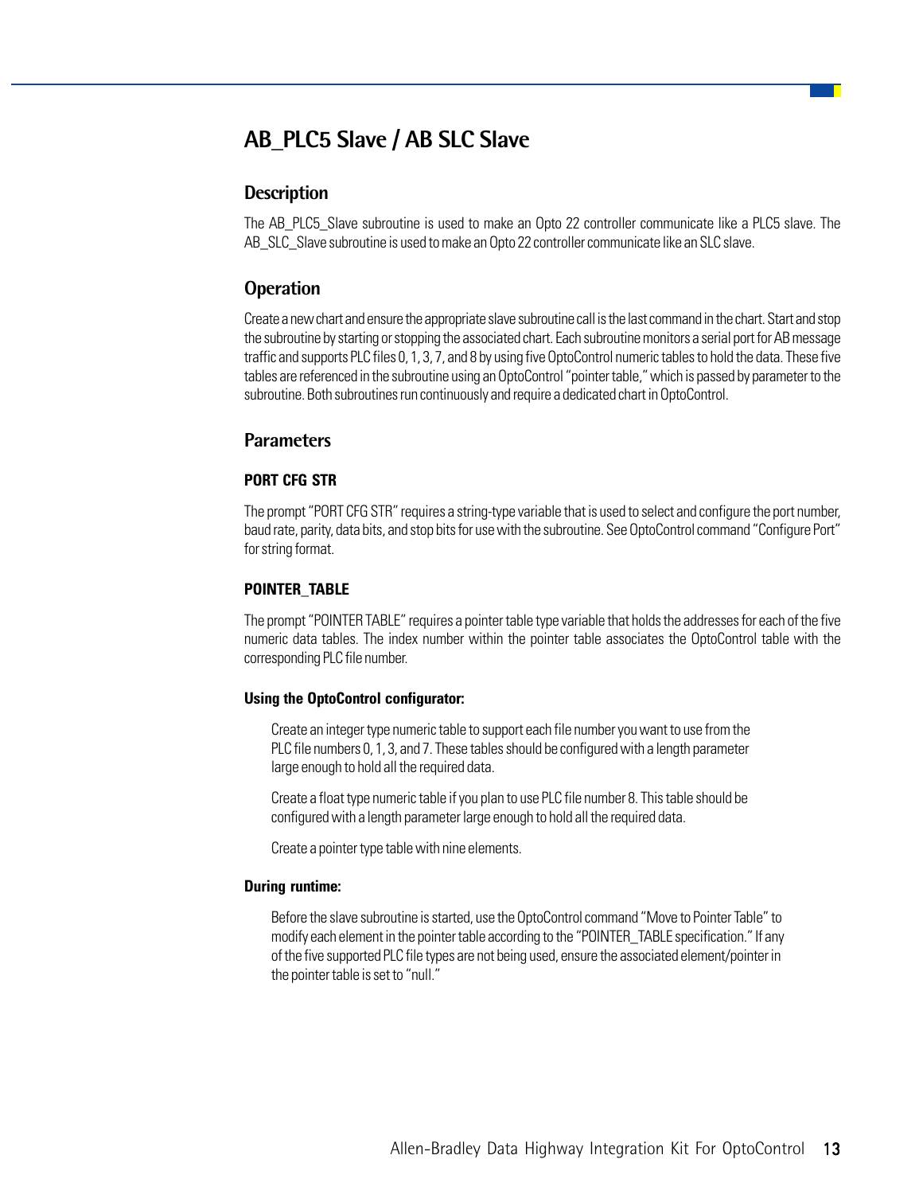# AB_PLC5 Slave / AB SLC Slave

## Description

The AB_PLC5_Slave subroutine is used to make an Opto 22 controller communicate like a PLC5 slave. The AB_SLC_Slave subroutine is used to make an Opto 22 controller communicate like an SLC slave.

## Operation

Create a new chart and ensure the appropriate slave subroutine call is the last command in the chart. Start and stop the subroutine by starting or stopping the associated chart. Each subroutine monitors a serial port for AB message traffic and supports PLC files 0, 1, 3, 7, and 8 by using five OptoControl numeric tables to hold the data. These five tables are referenced in the subroutine using an OptoControl "pointer table," which is passed by parameter to the subroutine. Both subroutines run continuously and require a dedicated chart in OptoControl.

## Parameters

### PORT CFG STR

The prompt "PORT CFG STR" requires a string-type variable that is used to select and configure the port number, baud rate, parity, data bits, and stop bits for use with the subroutine. See OptoControl command "Configure Port" for string format.

### POINTER_TABLE

The prompt "POINTER TABLE" requires a pointer table type variable that holds the addresses for each of the five numeric data tables. The index number within the pointer table associates the OptoControl table with the corresponding PLC file number.

#### Using the OptoControl configurator:

Create an integer type numeric table to support each file number you want to use from the PLC file numbers 0, 1, 3, and 7. These tables should be configured with a length parameter large enough to hold all the required data.

Create a float type numeric table if you plan to use PLC file number 8. This table should be configured with a length parameter large enough to hold all the required data.

Create a pointer type table with nine elements.

#### During runtime:

Before the slave subroutine is started, use the OptoControl command "Move to Pointer Table" to modify each element in the pointer table according to the "POINTER_TABLE specification." If any of the five supported PLC file types are not being used, ensure the associated element/pointer in the pointer table is set to "null."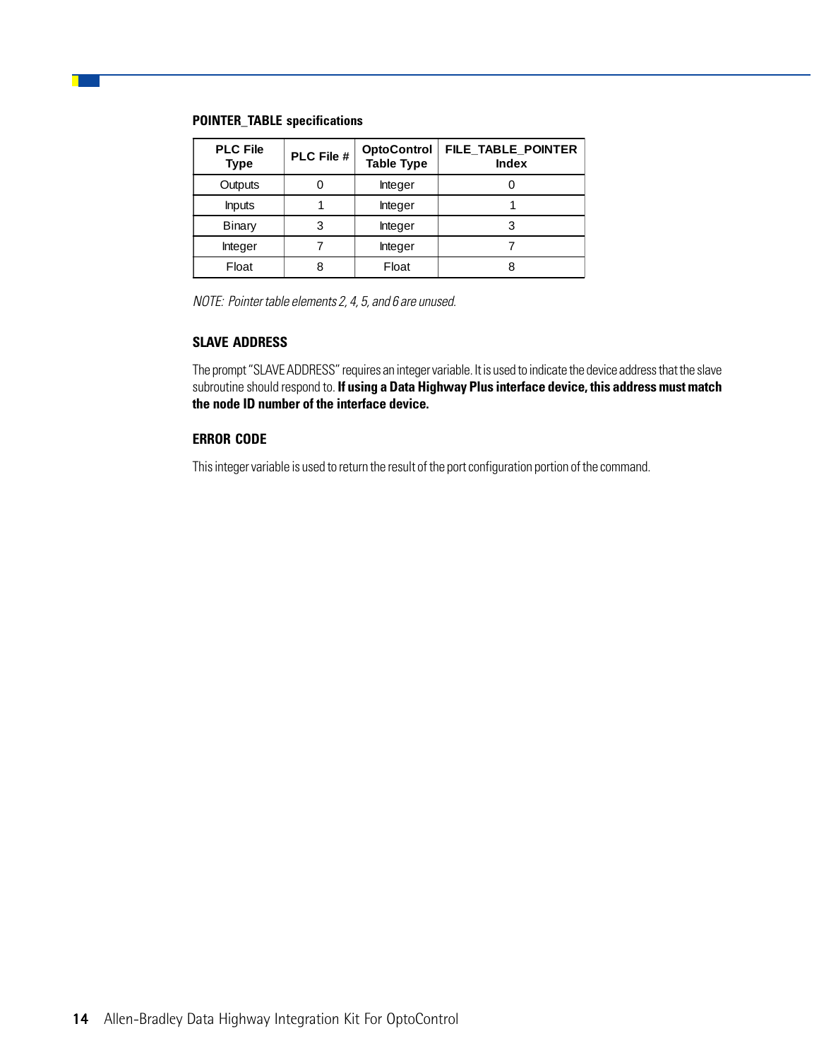**POINTER_TABLE specifications**

| PLC File Type | PLC File # | OptoControl Table Type | FILE_TABLE_POINTER Index |
|---|---|---|---|
| Outputs | 0 | Integer | 0 |
| Inputs | 1 | Integer | 1 |
| Binary | 3 | Integer | 3 |
| Integer | 7 | Integer | 7 |
| Float | 8 | Float | 8 |

*NOTE: Pointer table elements 2, 4, 5, and 6 are unused.*

### SLAVE ADDRESS

The prompt "SLAVE ADDRESS" requires an integer variable. It is used to indicate the device address that the slave subroutine should respond to. **If using a Data Highway Plus interface device, this address must match the node ID number of the interface device.**

### ERROR CODE

This integer variable is used to return the result of the port configuration portion of the command.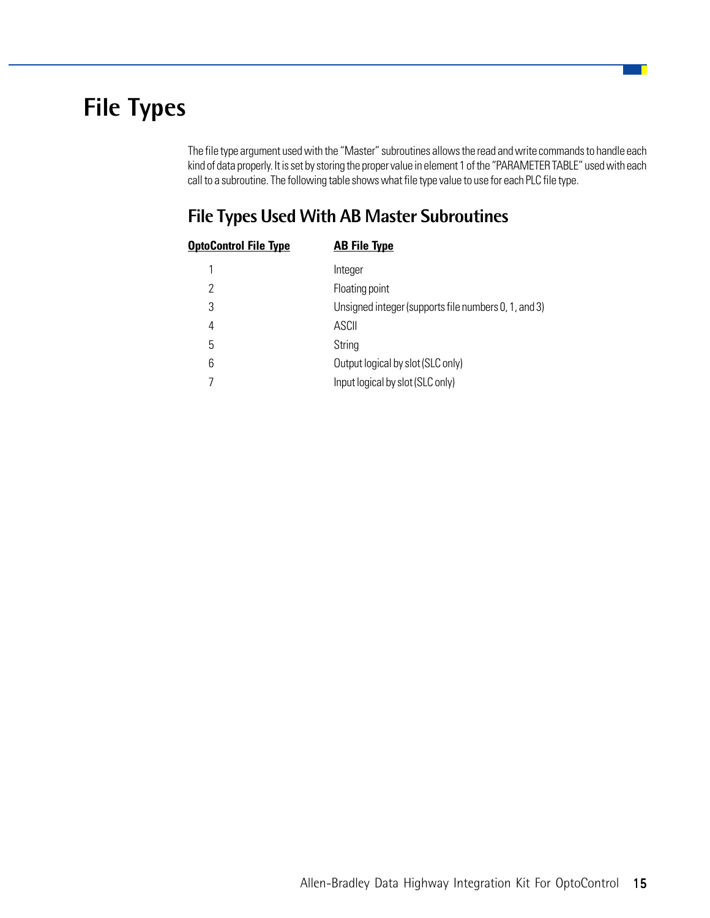# File Types

The file type argument used with the "Master" subroutines allows the read and write commands to handle each kind of data properly. It is set by storing the proper value in element 1 of the "PARAMETER TABLE" used with each call to a subroutine. The following table shows what file type value to use for each PLC file type.

## File Types Used With AB Master Subroutines

| OptoControl File Type | AB File Type |
|---|---|
| 1 | Integer |
| 2 | Floating point |
| 3 | Unsigned integer (supports file numbers 0, 1, and 3) |
| 4 | ASCII |
| 5 | String |
| 6 | Output logical by slot (SLC only) |
| 7 | Input logical by slot (SLC only) |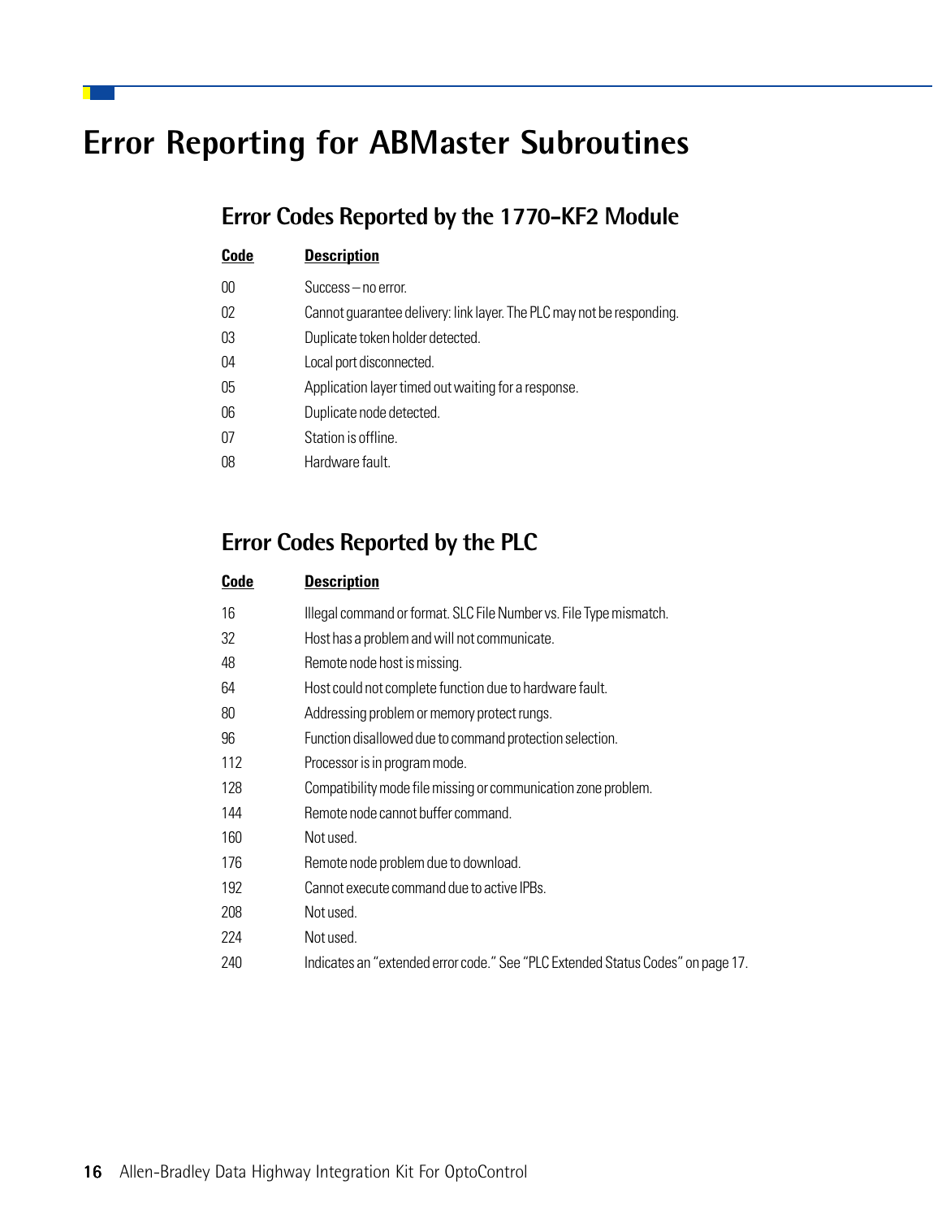# Error Reporting for ABMaster Subroutines

## Error Codes Reported by the 1770-KF2 Module

| Code | Description |
|---|---|
| 00 | Success – no error. |
| 02 | Cannot guarantee delivery: link layer. The PLC may not be responding. |
| 03 | Duplicate token holder detected. |
| 04 | Local port disconnected. |
| 05 | Application layer timed out waiting for a response. |
| 06 | Duplicate node detected. |
| 07 | Station is offline. |
| 08 | Hardware fault. |

## Error Codes Reported by the PLC

| Code | Description |
|---|---|
| 16 | Illegal command or format. SLC File Number vs. File Type mismatch. |
| 32 | Host has a problem and will not communicate. |
| 48 | Remote node host is missing. |
| 64 | Host could not complete function due to hardware fault. |
| 80 | Addressing problem or memory protect rungs. |
| 96 | Function disallowed due to command protection selection. |
| 112 | Processor is in program mode. |
| 128 | Compatibility mode file missing or communication zone problem. |
| 144 | Remote node cannot buffer command. |
| 160 | Not used. |
| 176 | Remote node problem due to download. |
| 192 | Cannot execute command due to active IPBs. |
| 208 | Not used. |
| 224 | Not used. |
| 240 | Indicates an "extended error code." See "PLC Extended Status Codes" on page 17. |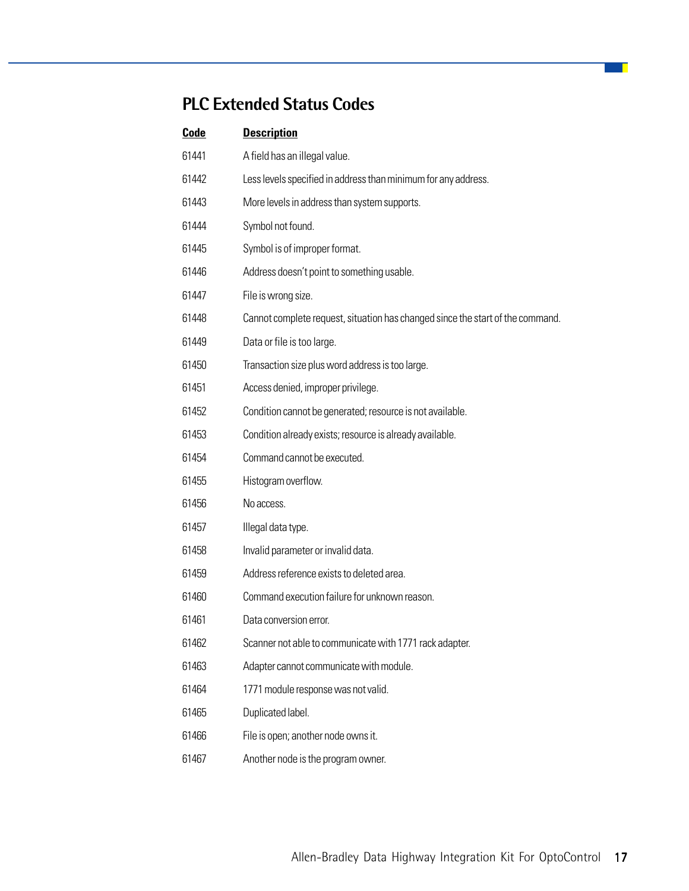## PLC Extended Status Codes

| Code | Description |
|---|---|
| 61441 | A field has an illegal value. |
| 61442 | Less levels specified in address than minimum for any address. |
| 61443 | More levels in address than system supports. |
| 61444 | Symbol not found. |
| 61445 | Symbol is of improper format. |
| 61446 | Address doesn't point to something usable. |
| 61447 | File is wrong size. |
| 61448 | Cannot complete request, situation has changed since the start of the command. |
| 61449 | Data or file is too large. |
| 61450 | Transaction size plus word address is too large. |
| 61451 | Access denied, improper privilege. |
| 61452 | Condition cannot be generated; resource is not available. |
| 61453 | Condition already exists; resource is already available. |
| 61454 | Command cannot be executed. |
| 61455 | Histogram overflow. |
| 61456 | No access. |
| 61457 | Illegal data type. |
| 61458 | Invalid parameter or invalid data. |
| 61459 | Address reference exists to deleted area. |
| 61460 | Command execution failure for unknown reason. |
| 61461 | Data conversion error. |
| 61462 | Scanner not able to communicate with 1771 rack adapter. |
| 61463 | Adapter cannot communicate with module. |
| 61464 | 1771 module response was not valid. |
| 61465 | Duplicated label. |
| 61466 | File is open; another node owns it. |
| 61467 | Another node is the program owner. |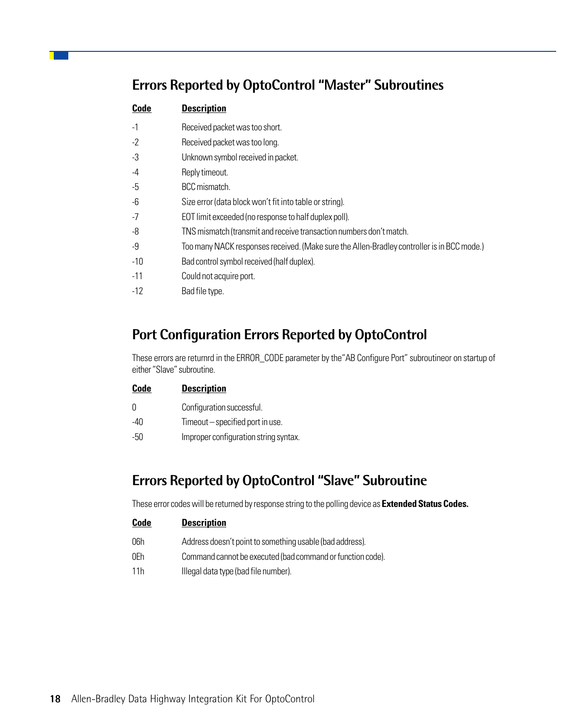## Errors Reported by OptoControl "Master" Subroutines

| Code | Description |
|---|---|
| -1 | Received packet was too short. |
| -2 | Received packet was too long. |
| -3 | Unknown symbol received in packet. |
| -4 | Reply timeout. |
| -5 | BCC mismatch. |
| -6 | Size error (data block won't fit into table or string). |
| -7 | EOT limit exceeded (no response to half duplex poll). |
| -8 | TNS mismatch (transmit and receive transaction numbers don't match. |
| -9 | Too many NACK responses received. (Make sure the Allen-Bradley controller is in BCC mode.) |
| -10 | Bad control symbol received (half duplex). |
| -11 | Could not acquire port. |
| -12 | Bad file type. |

## Port Configuration Errors Reported by OptoControl

These errors are returnrd in the ERROR_CODE parameter by the"AB Configure Port" subroutineor on startup of either "Slave" subroutine.

| Code | Description |
|---|---|
| 0 | Configuration successful. |
| -40 | Timeout – specified port in use. |
| -50 | Improper configuration string syntax. |

## Errors Reported by OptoControl "Slave" Subroutine

These error codes will be returned by response string to the polling device as **Extended Status Codes.**

| Code | Description |
|---|---|
| 06h | Address doesn't point to something usable (bad address). |
| 0Eh | Command cannot be executed (bad command or function code). |
| 11h | Illegal data type (bad file number). |